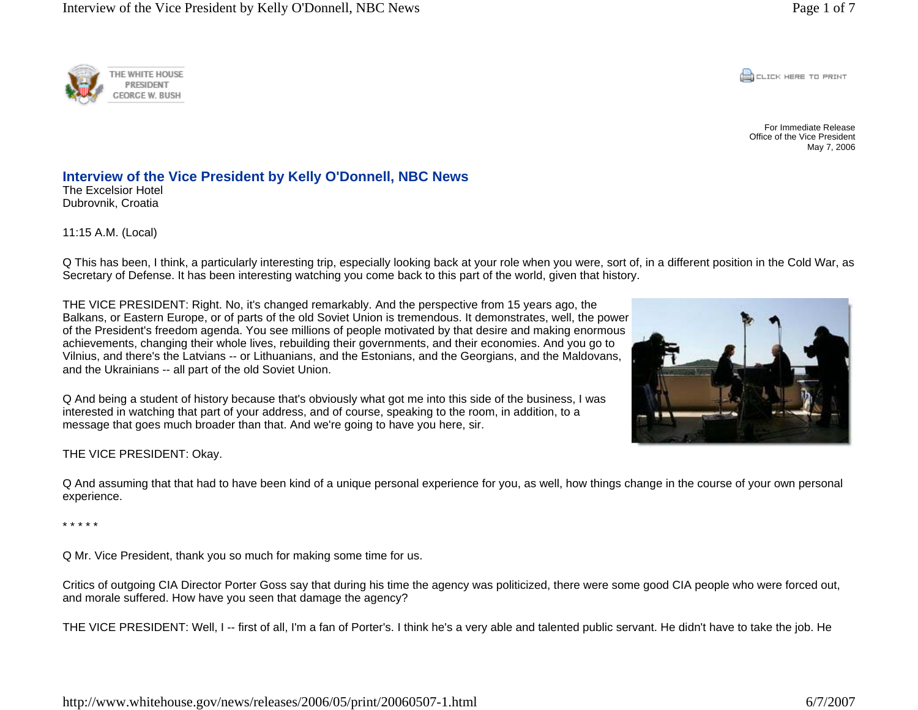THE WHITE HOUSE
PRESIDENT
GEORGE W. BUSH

CLICK HERE TO PRINT

For Immediate Release
Office of the Vice President
May 7, 2006

## Interview of the Vice President by Kelly O'Donnell, NBC News

The Excelsior Hotel
Dubrovnik, Croatia

11:15 A.M. (Local)

Q This has been, I think, a particularly interesting trip, especially looking back at your role when you were, sort of, in a different position in the Cold War, as Secretary of Defense. It has been interesting watching you come back to this part of the world, given that history.

THE VICE PRESIDENT: Right. No, it's changed remarkably. And the perspective from 15 years ago, the Balkans, or Eastern Europe, or of parts of the old Soviet Union is tremendous. It demonstrates, well, the power of the President's freedom agenda. You see millions of people motivated by that desire and making enormous achievements, changing their whole lives, rebuilding their governments, and their economies. And you go to Vilnius, and there's the Latvians -- or Lithuanians, and the Estonians, and the Georgians, and the Maldovans, and the Ukrainians -- all part of the old Soviet Union.

Q And being a student of history because that's obviously what got me into this side of the business, I was interested in watching that part of your address, and of course, speaking to the room, in addition, to a message that goes much broader than that. And we're going to have you here, sir.

THE VICE PRESIDENT: Okay.

Q And assuming that that had to have been kind of a unique personal experience for you, as well, how things change in the course of your own personal experience.

* * * * *

Q Mr. Vice President, thank you so much for making some time for us.

Critics of outgoing CIA Director Porter Goss say that during his time the agency was politicized, there were some good CIA people who were forced out, and morale suffered. How have you seen that damage the agency?

THE VICE PRESIDENT: Well, I -- first of all, I'm a fan of Porter's. I think he's a very able and talented public servant. He didn't have to take the job. He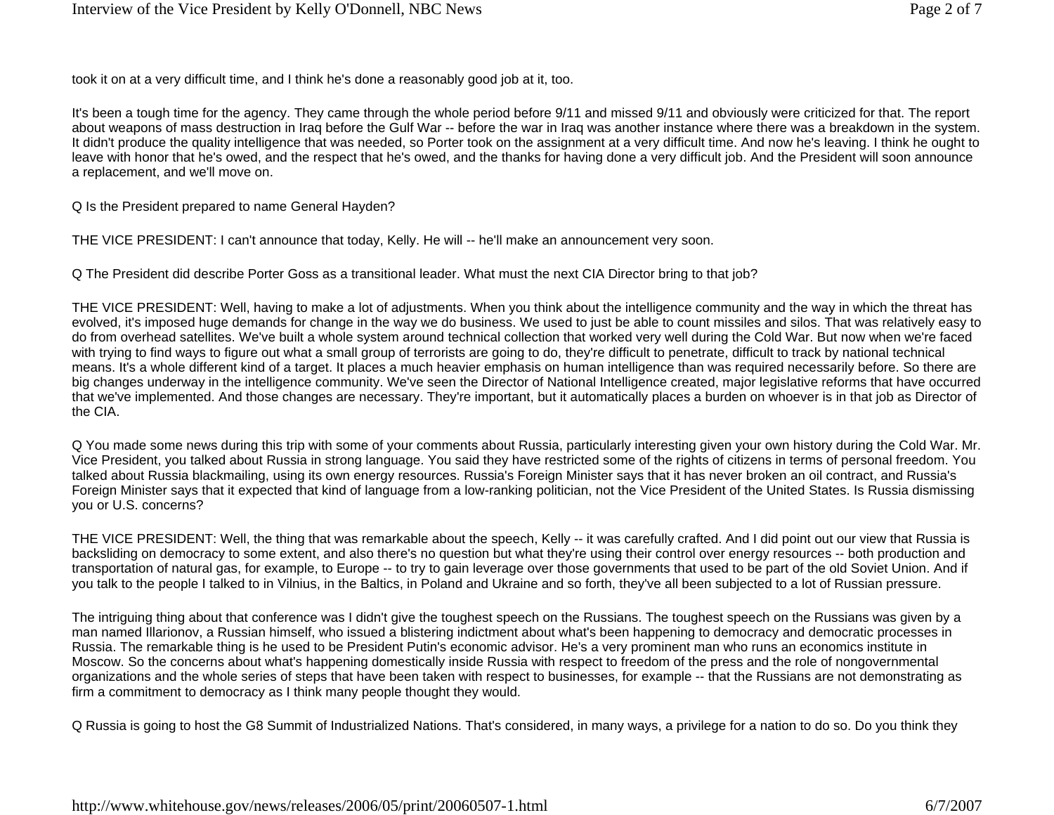took it on at a very difficult time, and I think he's done a reasonably good job at it, too.

It's been a tough time for the agency. They came through the whole period before 9/11 and missed 9/11 and obviously were criticized for that. The report about weapons of mass destruction in Iraq before the Gulf War -- before the war in Iraq was another instance where there was a breakdown in the system. It didn't produce the quality intelligence that was needed, so Porter took on the assignment at a very difficult time. And now he's leaving. I think he ought to leave with honor that he's owed, and the respect that he's owed, and the thanks for having done a very difficult job. And the President will soon announce a replacement, and we'll move on.

Q Is the President prepared to name General Hayden?

THE VICE PRESIDENT: I can't announce that today, Kelly. He will -- he'll make an announcement very soon.

Q The President did describe Porter Goss as a transitional leader. What must the next CIA Director bring to that job?

THE VICE PRESIDENT: Well, having to make a lot of adjustments. When you think about the intelligence community and the way in which the threat has evolved, it's imposed huge demands for change in the way we do business. We used to just be able to count missiles and silos. That was relatively easy to do from overhead satellites. We've built a whole system around technical collection that worked very well during the Cold War. But now when we're faced with trying to find ways to figure out what a small group of terrorists are going to do, they're difficult to penetrate, difficult to track by national technical means. It's a whole different kind of a target. It places a much heavier emphasis on human intelligence than was required necessarily before. So there are big changes underway in the intelligence community. We've seen the Director of National Intelligence created, major legislative reforms that have occurred that we've implemented. And those changes are necessary. They're important, but it automatically places a burden on whoever is in that job as Director of the CIA.

Q You made some news during this trip with some of your comments about Russia, particularly interesting given your own history during the Cold War. Mr. Vice President, you talked about Russia in strong language. You said they have restricted some of the rights of citizens in terms of personal freedom. You talked about Russia blackmailing, using its own energy resources. Russia's Foreign Minister says that it has never broken an oil contract, and Russia's Foreign Minister says that it expected that kind of language from a low-ranking politician, not the Vice President of the United States. Is Russia dismissing you or U.S. concerns?

THE VICE PRESIDENT: Well, the thing that was remarkable about the speech, Kelly -- it was carefully crafted. And I did point out our view that Russia is backsliding on democracy to some extent, and also there's no question but what they're using their control over energy resources -- both production and transportation of natural gas, for example, to Europe -- to try to gain leverage over those governments that used to be part of the old Soviet Union. And if you talk to the people I talked to in Vilnius, in the Baltics, in Poland and Ukraine and so forth, they've all been subjected to a lot of Russian pressure.

The intriguing thing about that conference was I didn't give the toughest speech on the Russians. The toughest speech on the Russians was given by a man named Illarionov, a Russian himself, who issued a blistering indictment about what's been happening to democracy and democratic processes in Russia. The remarkable thing is he used to be President Putin's economic advisor. He's a very prominent man who runs an economics institute in Moscow. So the concerns about what's happening domestically inside Russia with respect to freedom of the press and the role of nongovernmental organizations and the whole series of steps that have been taken with respect to businesses, for example -- that the Russians are not demonstrating as firm a commitment to democracy as I think many people thought they would.

Q Russia is going to host the G8 Summit of Industrialized Nations. That's considered, in many ways, a privilege for a nation to do so. Do you think they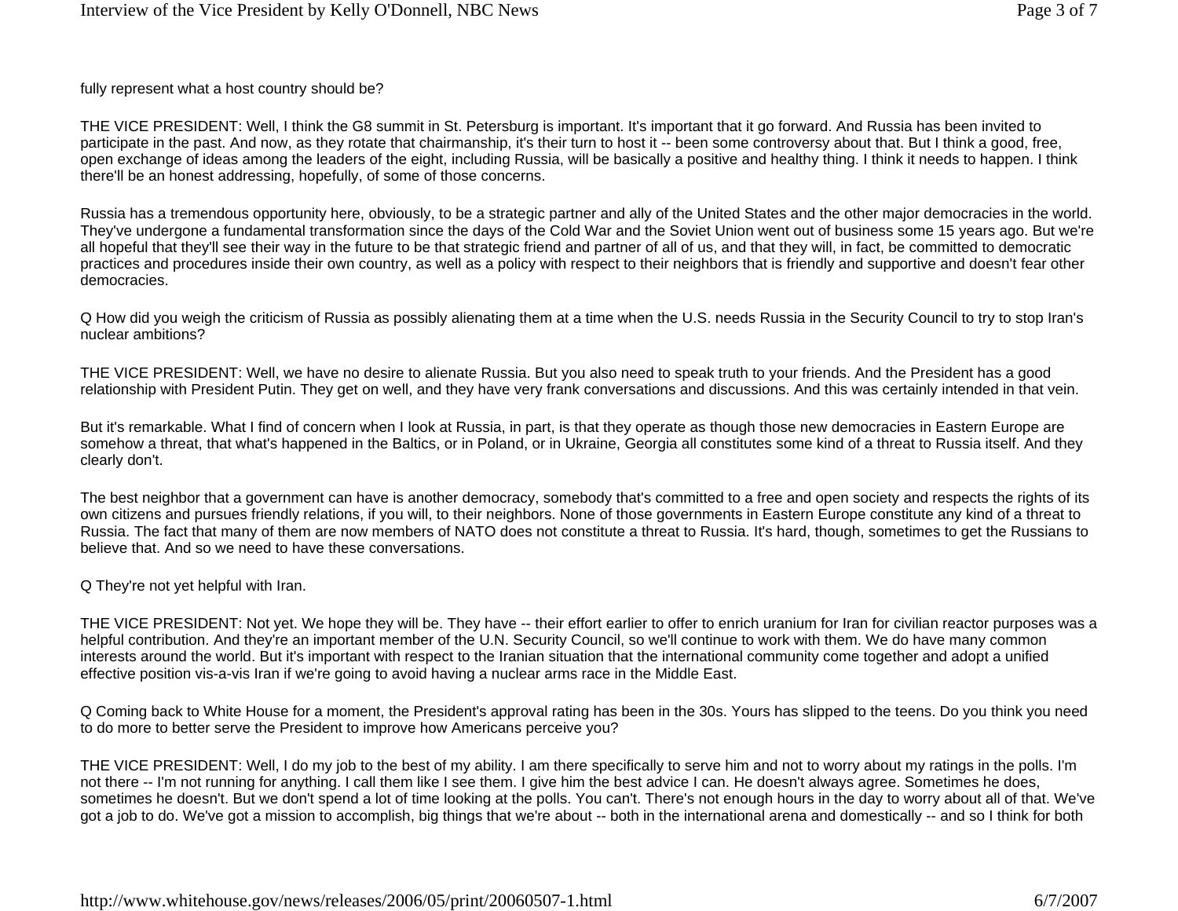fully represent what a host country should be?

THE VICE PRESIDENT: Well, I think the G8 summit in St. Petersburg is important. It's important that it go forward. And Russia has been invited to participate in the past. And now, as they rotate that chairmanship, it's their turn to host it -- been some controversy about that. But I think a good, free, open exchange of ideas among the leaders of the eight, including Russia, will be basically a positive and healthy thing. I think it needs to happen. I think there'll be an honest addressing, hopefully, of some of those concerns.

Russia has a tremendous opportunity here, obviously, to be a strategic partner and ally of the United States and the other major democracies in the world. They've undergone a fundamental transformation since the days of the Cold War and the Soviet Union went out of business some 15 years ago. But we're all hopeful that they'll see their way in the future to be that strategic friend and partner of all of us, and that they will, in fact, be committed to democratic practices and procedures inside their own country, as well as a policy with respect to their neighbors that is friendly and supportive and doesn't fear other democracies.

Q How did you weigh the criticism of Russia as possibly alienating them at a time when the U.S. needs Russia in the Security Council to try to stop Iran's nuclear ambitions?

THE VICE PRESIDENT: Well, we have no desire to alienate Russia. But you also need to speak truth to your friends. And the President has a good relationship with President Putin. They get on well, and they have very frank conversations and discussions. And this was certainly intended in that vein.

But it's remarkable. What I find of concern when I look at Russia, in part, is that they operate as though those new democracies in Eastern Europe are somehow a threat, that what's happened in the Baltics, or in Poland, or in Ukraine, Georgia all constitutes some kind of a threat to Russia itself. And they clearly don't.

The best neighbor that a government can have is another democracy, somebody that's committed to a free and open society and respects the rights of its own citizens and pursues friendly relations, if you will, to their neighbors. None of those governments in Eastern Europe constitute any kind of a threat to Russia. The fact that many of them are now members of NATO does not constitute a threat to Russia. It's hard, though, sometimes to get the Russians to believe that. And so we need to have these conversations.

Q They're not yet helpful with Iran.

THE VICE PRESIDENT: Not yet. We hope they will be. They have -- their effort earlier to offer to enrich uranium for Iran for civilian reactor purposes was a helpful contribution. And they're an important member of the U.N. Security Council, so we'll continue to work with them. We do have many common interests around the world. But it's important with respect to the Iranian situation that the international community come together and adopt a unified effective position vis-a-vis Iran if we're going to avoid having a nuclear arms race in the Middle East.

Q Coming back to White House for a moment, the President's approval rating has been in the 30s. Yours has slipped to the teens. Do you think you need to do more to better serve the President to improve how Americans perceive you?

THE VICE PRESIDENT: Well, I do my job to the best of my ability. I am there specifically to serve him and not to worry about my ratings in the polls. I'm not there -- I'm not running for anything. I call them like I see them. I give him the best advice I can. He doesn't always agree. Sometimes he does, sometimes he doesn't. But we don't spend a lot of time looking at the polls. You can't. There's not enough hours in the day to worry about all of that. We've got a job to do. We've got a mission to accomplish, big things that we're about -- both in the international arena and domestically -- and so I think for both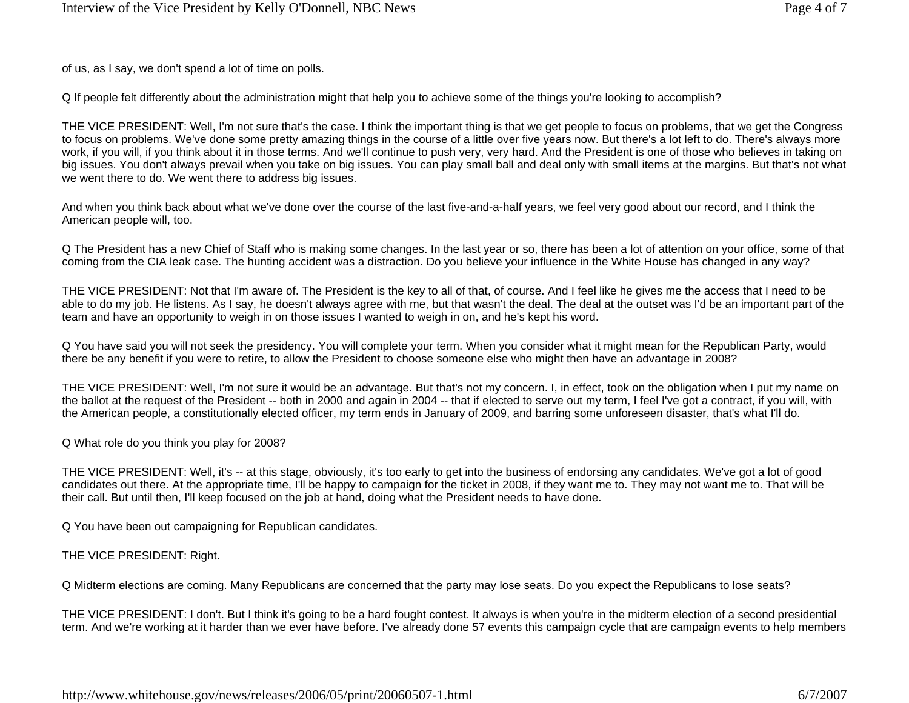of us, as I say, we don't spend a lot of time on polls.

Q If people felt differently about the administration might that help you to achieve some of the things you're looking to accomplish?

THE VICE PRESIDENT: Well, I'm not sure that's the case. I think the important thing is that we get people to focus on problems, that we get the Congress to focus on problems. We've done some pretty amazing things in the course of a little over five years now. But there's a lot left to do. There's always more work, if you will, if you think about it in those terms. And we'll continue to push very, very hard. And the President is one of those who believes in taking on big issues. You don't always prevail when you take on big issues. You can play small ball and deal only with small items at the margins. But that's not what we went there to do. We went there to address big issues.

And when you think back about what we've done over the course of the last five-and-a-half years, we feel very good about our record, and I think the American people will, too.

Q The President has a new Chief of Staff who is making some changes. In the last year or so, there has been a lot of attention on your office, some of that coming from the CIA leak case. The hunting accident was a distraction. Do you believe your influence in the White House has changed in any way?

THE VICE PRESIDENT: Not that I'm aware of. The President is the key to all of that, of course. And I feel like he gives me the access that I need to be able to do my job. He listens. As I say, he doesn't always agree with me, but that wasn't the deal. The deal at the outset was I'd be an important part of the team and have an opportunity to weigh in on those issues I wanted to weigh in on, and he's kept his word.

Q You have said you will not seek the presidency. You will complete your term. When you consider what it might mean for the Republican Party, would there be any benefit if you were to retire, to allow the President to choose someone else who might then have an advantage in 2008?

THE VICE PRESIDENT: Well, I'm not sure it would be an advantage. But that's not my concern. I, in effect, took on the obligation when I put my name on the ballot at the request of the President -- both in 2000 and again in 2004 -- that if elected to serve out my term, I feel I've got a contract, if you will, with the American people, a constitutionally elected officer, my term ends in January of 2009, and barring some unforeseen disaster, that's what I'll do.

Q What role do you think you play for 2008?

THE VICE PRESIDENT: Well, it's -- at this stage, obviously, it's too early to get into the business of endorsing any candidates. We've got a lot of good candidates out there. At the appropriate time, I'll be happy to campaign for the ticket in 2008, if they want me to. They may not want me to. That will be their call. But until then, I'll keep focused on the job at hand, doing what the President needs to have done.

Q You have been out campaigning for Republican candidates.

THE VICE PRESIDENT: Right.

Q Midterm elections are coming. Many Republicans are concerned that the party may lose seats. Do you expect the Republicans to lose seats?

THE VICE PRESIDENT: I don't. But I think it's going to be a hard fought contest. It always is when you're in the midterm election of a second presidential term. And we're working at it harder than we ever have before. I've already done 57 events this campaign cycle that are campaign events to help members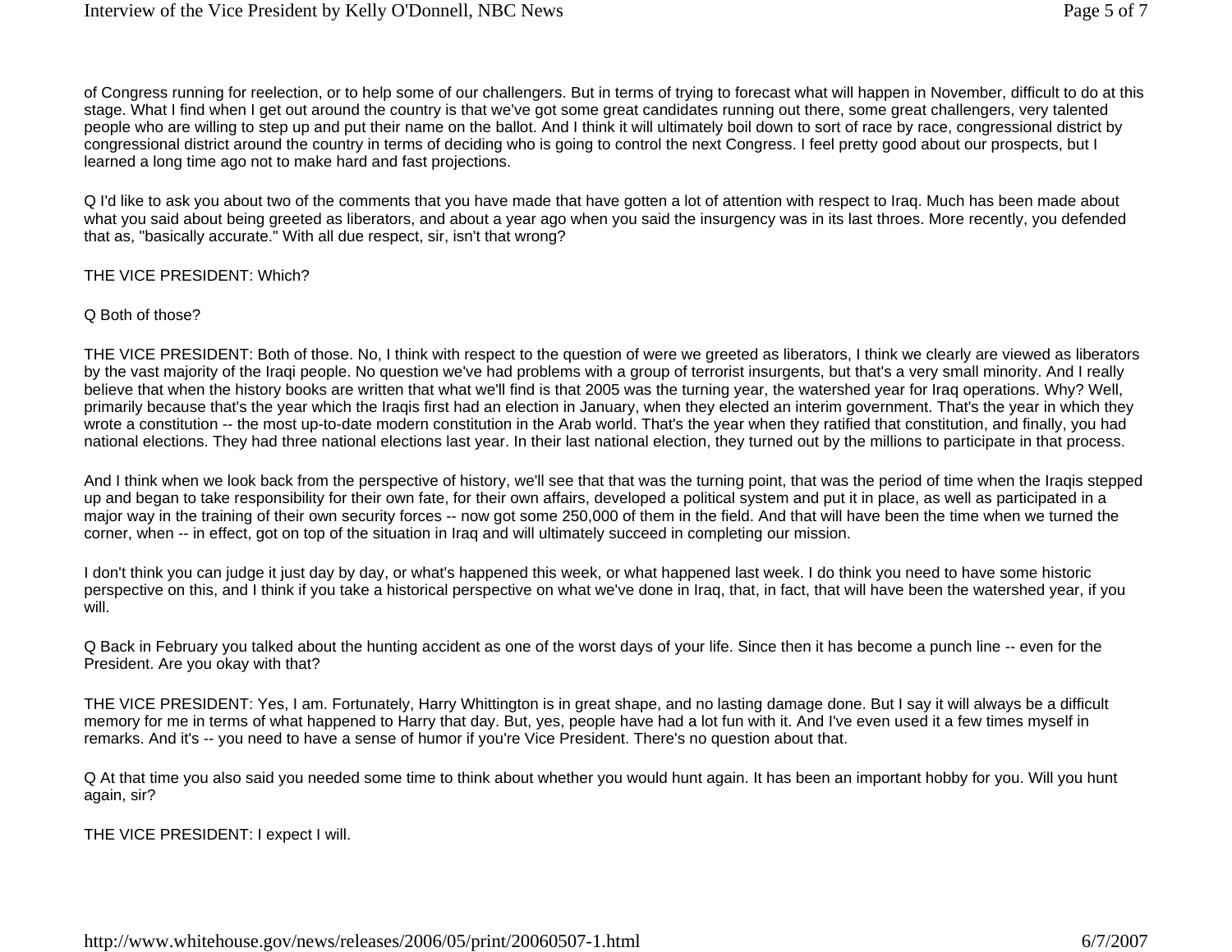of Congress running for reelection, or to help some of our challengers. But in terms of trying to forecast what will happen in November, difficult to do at this stage. What I find when I get out around the country is that we've got some great candidates running out there, some great challengers, very talented people who are willing to step up and put their name on the ballot. And I think it will ultimately boil down to sort of race by race, congressional district by congressional district around the country in terms of deciding who is going to control the next Congress. I feel pretty good about our prospects, but I learned a long time ago not to make hard and fast projections.

Q I'd like to ask you about two of the comments that you have made that have gotten a lot of attention with respect to Iraq. Much has been made about what you said about being greeted as liberators, and about a year ago when you said the insurgency was in its last throes. More recently, you defended that as, "basically accurate." With all due respect, sir, isn't that wrong?

THE VICE PRESIDENT: Which?

Q Both of those?

THE VICE PRESIDENT: Both of those. No, I think with respect to the question of were we greeted as liberators, I think we clearly are viewed as liberators by the vast majority of the Iraqi people. No question we've had problems with a group of terrorist insurgents, but that's a very small minority. And I really believe that when the history books are written that what we'll find is that 2005 was the turning year, the watershed year for Iraq operations. Why? Well, primarily because that's the year which the Iraqis first had an election in January, when they elected an interim government. That's the year in which they wrote a constitution -- the most up-to-date modern constitution in the Arab world. That's the year when they ratified that constitution, and finally, you had national elections. They had three national elections last year. In their last national election, they turned out by the millions to participate in that process.

And I think when we look back from the perspective of history, we'll see that that was the turning point, that was the period of time when the Iraqis stepped up and began to take responsibility for their own fate, for their own affairs, developed a political system and put it in place, as well as participated in a major way in the training of their own security forces -- now got some 250,000 of them in the field. And that will have been the time when we turned the corner, when -- in effect, got on top of the situation in Iraq and will ultimately succeed in completing our mission.

I don't think you can judge it just day by day, or what's happened this week, or what happened last week. I do think you need to have some historic perspective on this, and I think if you take a historical perspective on what we've done in Iraq, that, in fact, that will have been the watershed year, if you will.

Q Back in February you talked about the hunting accident as one of the worst days of your life. Since then it has become a punch line -- even for the President. Are you okay with that?

THE VICE PRESIDENT: Yes, I am. Fortunately, Harry Whittington is in great shape, and no lasting damage done. But I say it will always be a difficult memory for me in terms of what happened to Harry that day. But, yes, people have had a lot fun with it. And I've even used it a few times myself in remarks. And it's -- you need to have a sense of humor if you're Vice President. There's no question about that.

Q At that time you also said you needed some time to think about whether you would hunt again. It has been an important hobby for you. Will you hunt again, sir?

THE VICE PRESIDENT: I expect I will.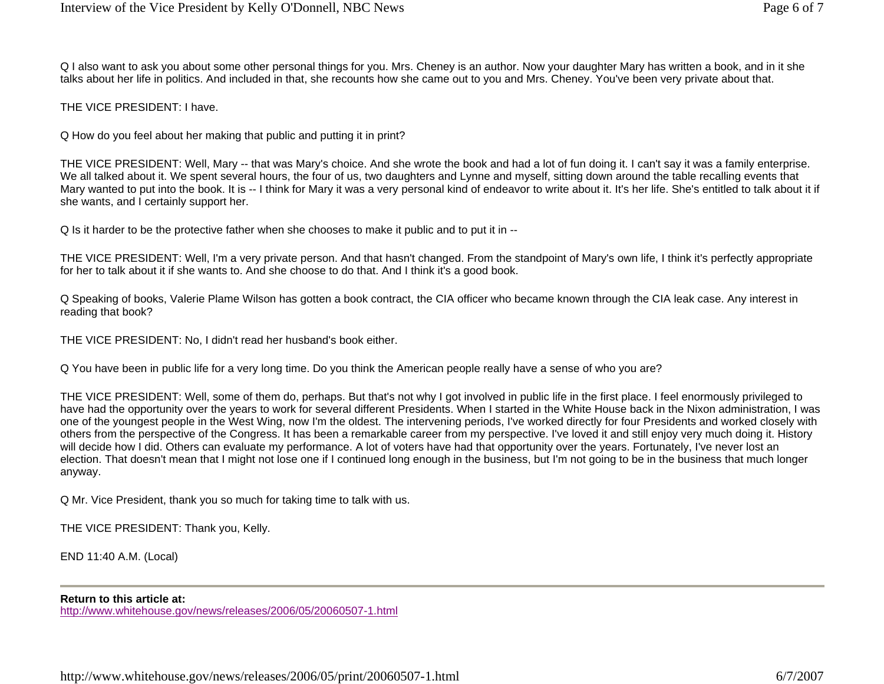Q I also want to ask you about some other personal things for you. Mrs. Cheney is an author. Now your daughter Mary has written a book, and in it she talks about her life in politics. And included in that, she recounts how she came out to you and Mrs. Cheney. You've been very private about that.

THE VICE PRESIDENT: I have.

Q How do you feel about her making that public and putting it in print?

THE VICE PRESIDENT: Well, Mary -- that was Mary's choice. And she wrote the book and had a lot of fun doing it. I can't say it was a family enterprise. We all talked about it. We spent several hours, the four of us, two daughters and Lynne and myself, sitting down around the table recalling events that Mary wanted to put into the book. It is -- I think for Mary it was a very personal kind of endeavor to write about it. It's her life. She's entitled to talk about it if she wants, and I certainly support her.

Q Is it harder to be the protective father when she chooses to make it public and to put it in --

THE VICE PRESIDENT: Well, I'm a very private person. And that hasn't changed. From the standpoint of Mary's own life, I think it's perfectly appropriate for her to talk about it if she wants to. And she choose to do that. And I think it's a good book.

Q Speaking of books, Valerie Plame Wilson has gotten a book contract, the CIA officer who became known through the CIA leak case. Any interest in reading that book?

THE VICE PRESIDENT: No, I didn't read her husband's book either.

Q You have been in public life for a very long time. Do you think the American people really have a sense of who you are?

THE VICE PRESIDENT: Well, some of them do, perhaps. But that's not why I got involved in public life in the first place. I feel enormously privileged to have had the opportunity over the years to work for several different Presidents. When I started in the White House back in the Nixon administration, I was one of the youngest people in the West Wing, now I'm the oldest. The intervening periods, I've worked directly for four Presidents and worked closely with others from the perspective of the Congress. It has been a remarkable career from my perspective. I've loved it and still enjoy very much doing it. History will decide how I did. Others can evaluate my performance. A lot of voters have had that opportunity over the years. Fortunately, I've never lost an election. That doesn't mean that I might not lose one if I continued long enough in the business, but I'm not going to be in the business that much longer anyway.

Q Mr. Vice President, thank you so much for taking time to talk with us.

THE VICE PRESIDENT: Thank you, Kelly.

END 11:40 A.M. (Local)

---

**Return to this article at:**
http://www.whitehouse.gov/news/releases/2006/05/20060507-1.html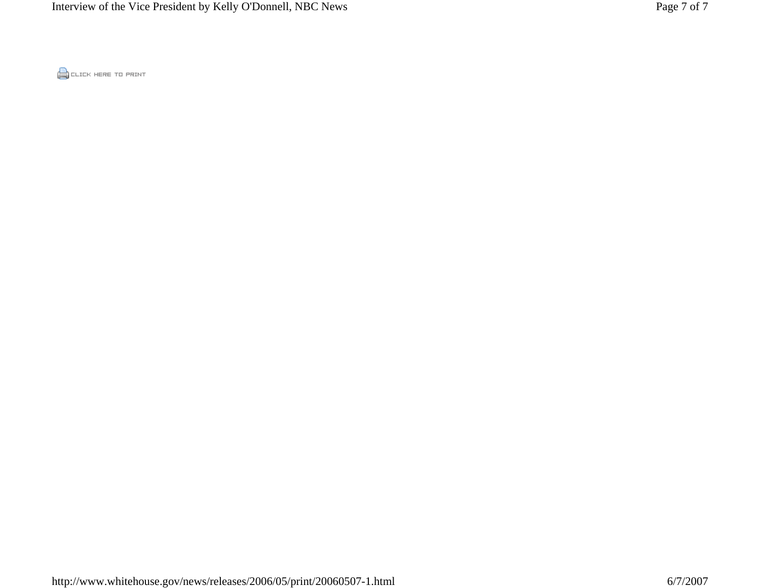CLICK HERE TO PRINT